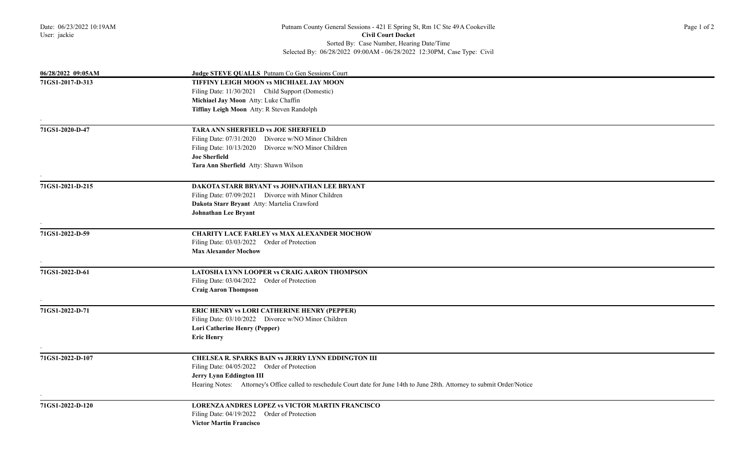Date: 06/23/2022 10:19AM
User: jackie

**Putnam County General Sessions - 421 E Spring St, Rm 1C Ste 49A Cookeville**
**Civil Court Docket**
Sorted By: Case Number, Hearing Date/Time
Selected By: 06/28/2022 09:00AM - 06/28/2022 12:30PM, Case Type: Civil

**06/28/2022 09:05AM** — **Judge STEVE QUALLS** Putnam Co Gen Sessions Court

---

**71GS1-2017-D-313**

**TIFFINY LEIGH MOON vs MICHIAEL JAY MOON**
Filing Date: 11/30/2021 Child Support (Domestic)
**Michiael Jay Moon** Atty: Luke Chaffin
**Tiffiny Leigh Moon** Atty: R Steven Randolph

---

**71GS1-2020-D-47**

**TARA ANN SHERFIELD vs JOE SHERFIELD**
Filing Date: 07/31/2020 Divorce w/NO Minor Children
Filing Date: 10/13/2020 Divorce w/NO Minor Children
**Joe Sherfield**
**Tara Ann Sherfield** Atty: Shawn Wilson

---

**71GS1-2021-D-215**

**DAKOTA STARR BRYANT vs JOHNATHAN LEE BRYANT**
Filing Date: 07/09/2021 Divorce with Minor Children
**Dakota Starr Bryant** Atty: Martelia Crawford
**Johnathan Lee Bryant**

---

**71GS1-2022-D-59**

**CHARITY LACE FARLEY vs MAX ALEXANDER MOCHOW**
Filing Date: 03/03/2022 Order of Protection
**Max Alexander Mochow**

---

**71GS1-2022-D-61**

**LATOSHA LYNN LOOPER vs CRAIG AARON THOMPSON**
Filing Date: 03/04/2022 Order of Protection
**Craig Aaron Thompson**

---

**71GS1-2022-D-71**

**ERIC HENRY vs LORI CATHERINE HENRY (PEPPER)**
Filing Date: 03/10/2022 Divorce w/NO Minor Children
**Lori Catherine Henry (Pepper)**
**Eric Henry**

---

**71GS1-2022-D-107**

**CHELSEA R. SPARKS BAIN vs JERRY LYNN EDDINGTON III**
Filing Date: 04/05/2022 Order of Protection
**Jerry Lynn Eddington III**
Hearing Notes: Attorney's Office called to reschedule Court date for June 14th to June 28th. Attorney to submit Order/Notice

---

**71GS1-2022-D-120**

**LORENZA ANDRES LOPEZ vs VICTOR MARTIN FRANCISCO**
Filing Date: 04/19/2022 Order of Protection
**Victor Martin Francisco**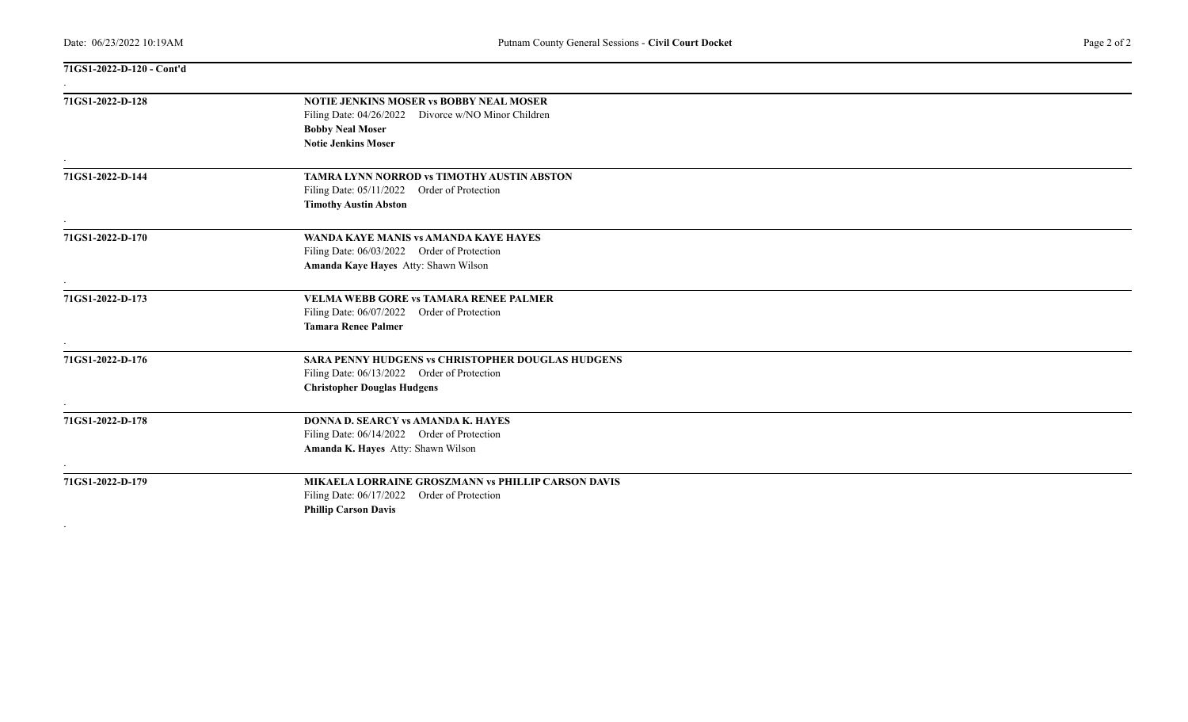**71GS1-2022-D-120 - Cont'd**

.

| | |
|---|---|
| **71GS1-2022-D-128** | **NOTIE JENKINS MOSER vs BOBBY NEAL MOSER**<br>Filing Date: 04/26/2022 Divorce w/NO Minor Children<br>**Bobby Neal Moser**<br>**Notie Jenkins Moser** |
| **71GS1-2022-D-144** | **TAMRA LYNN NORROD vs TIMOTHY AUSTIN ABSTON**<br>Filing Date: 05/11/2022 Order of Protection<br>**Timothy Austin Abston** |
| **71GS1-2022-D-170** | **WANDA KAYE MANIS vs AMANDA KAYE HAYES**<br>Filing Date: 06/03/2022 Order of Protection<br>**Amanda Kaye Hayes** Atty: Shawn Wilson |
| **71GS1-2022-D-173** | **VELMA WEBB GORE vs TAMARA RENEE PALMER**<br>Filing Date: 06/07/2022 Order of Protection<br>**Tamara Renee Palmer** |
| **71GS1-2022-D-176** | **SARA PENNY HUDGENS vs CHRISTOPHER DOUGLAS HUDGENS**<br>Filing Date: 06/13/2022 Order of Protection<br>**Christopher Douglas Hudgens** |
| **71GS1-2022-D-178** | **DONNA D. SEARCY vs AMANDA K. HAYES**<br>Filing Date: 06/14/2022 Order of Protection<br>**Amanda K. Hayes** Atty: Shawn Wilson |
| **71GS1-2022-D-179** | **MIKAELA LORRAINE GROSZMANN vs PHILLIP CARSON DAVIS**<br>Filing Date: 06/17/2022 Order of Protection<br>**Phillip Carson Davis** |